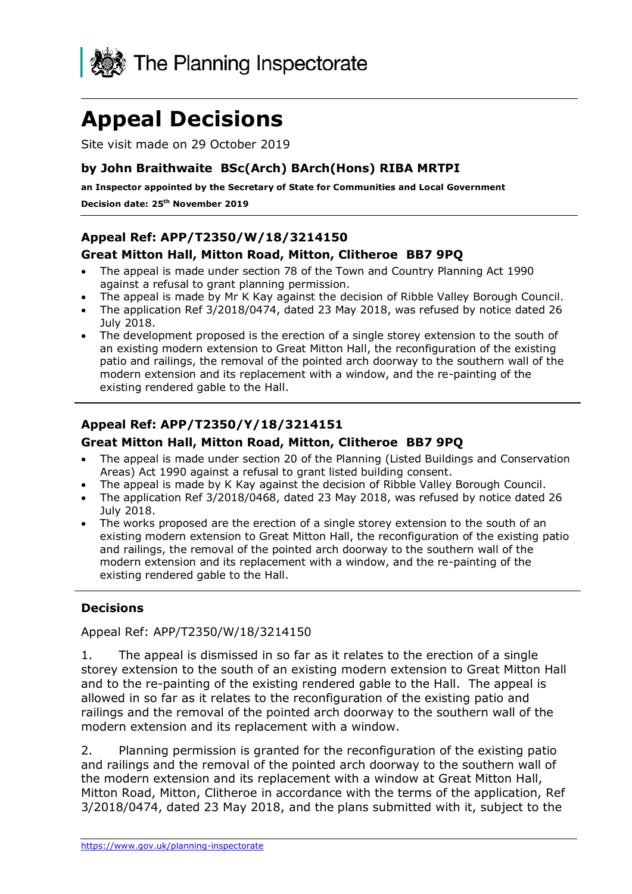The Planning Inspectorate

# Appeal Decisions

Site visit made on 29 October 2019

### by John Braithwaite BSc(Arch) BArch(Hons) RIBA MRTPI

**an Inspector appointed by the Secretary of State for Communities and Local Government**

**Decision date: 25th November 2019**

## Appeal Ref: APP/T2350/W/18/3214150
### Great Mitton Hall, Mitton Road, Mitton, Clitheroe BB7 9PQ

- The appeal is made under section 78 of the Town and Country Planning Act 1990 against a refusal to grant planning permission.
- The appeal is made by Mr K Kay against the decision of Ribble Valley Borough Council.
- The application Ref 3/2018/0474, dated 23 May 2018, was refused by notice dated 26 July 2018.
- The development proposed is the erection of a single storey extension to the south of an existing modern extension to Great Mitton Hall, the reconfiguration of the existing patio and railings, the removal of the pointed arch doorway to the southern wall of the modern extension and its replacement with a window, and the re-painting of the existing rendered gable to the Hall.

## Appeal Ref: APP/T2350/Y/18/3214151
### Great Mitton Hall, Mitton Road, Mitton, Clitheroe BB7 9PQ

- The appeal is made under section 20 of the Planning (Listed Buildings and Conservation Areas) Act 1990 against a refusal to grant listed building consent.
- The appeal is made by K Kay against the decision of Ribble Valley Borough Council.
- The application Ref 3/2018/0468, dated 23 May 2018, was refused by notice dated 26 July 2018.
- The works proposed are the erection of a single storey extension to the south of an existing modern extension to Great Mitton Hall, the reconfiguration of the existing patio and railings, the removal of the pointed arch doorway to the southern wall of the modern extension and its replacement with a window, and the re-painting of the existing rendered gable to the Hall.

## Decisions

Appeal Ref: APP/T2350/W/18/3214150

1. The appeal is dismissed in so far as it relates to the erection of a single storey extension to the south of an existing modern extension to Great Mitton Hall and to the re-painting of the existing rendered gable to the Hall. The appeal is allowed in so far as it relates to the reconfiguration of the existing patio and railings and the removal of the pointed arch doorway to the southern wall of the modern extension and its replacement with a window.

2. Planning permission is granted for the reconfiguration of the existing patio and railings and the removal of the pointed arch doorway to the southern wall of the modern extension and its replacement with a window at Great Mitton Hall, Mitton Road, Mitton, Clitheroe in accordance with the terms of the application, Ref 3/2018/0474, dated 23 May 2018, and the plans submitted with it, subject to the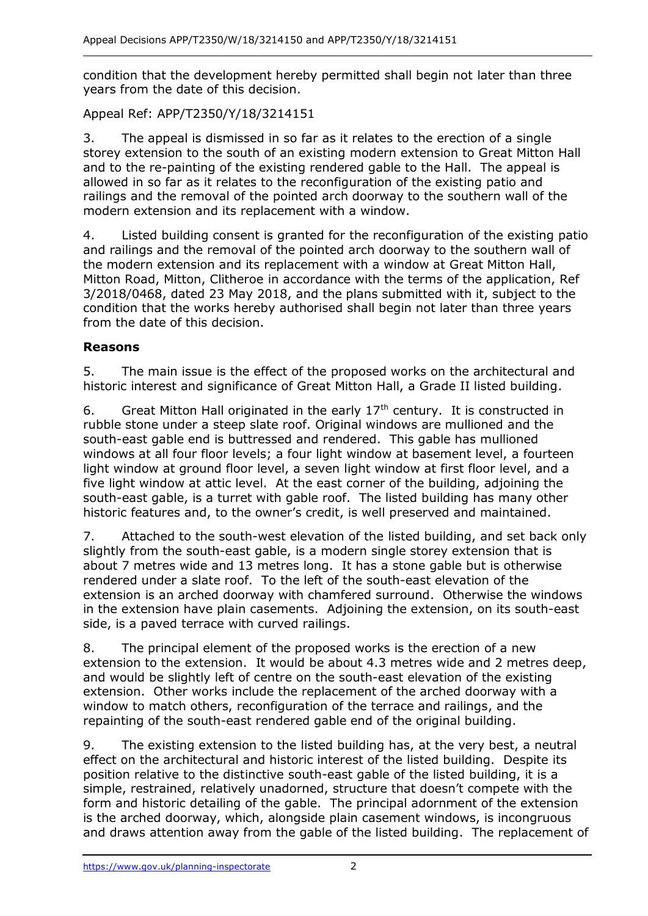condition that the development hereby permitted shall begin not later than three years from the date of this decision.

Appeal Ref: APP/T2350/Y/18/3214151

3. The appeal is dismissed in so far as it relates to the erection of a single storey extension to the south of an existing modern extension to Great Mitton Hall and to the re-painting of the existing rendered gable to the Hall. The appeal is allowed in so far as it relates to the reconfiguration of the existing patio and railings and the removal of the pointed arch doorway to the southern wall of the modern extension and its replacement with a window.

4. Listed building consent is granted for the reconfiguration of the existing patio and railings and the removal of the pointed arch doorway to the southern wall of the modern extension and its replacement with a window at Great Mitton Hall, Mitton Road, Mitton, Clitheroe in accordance with the terms of the application, Ref 3/2018/0468, dated 23 May 2018, and the plans submitted with it, subject to the condition that the works hereby authorised shall begin not later than three years from the date of this decision.

## Reasons

5. The main issue is the effect of the proposed works on the architectural and historic interest and significance of Great Mitton Hall, a Grade II listed building.

6. Great Mitton Hall originated in the early 17th century. It is constructed in rubble stone under a steep slate roof. Original windows are mullioned and the south-east gable end is buttressed and rendered. This gable has mullioned windows at all four floor levels; a four light window at basement level, a fourteen light window at ground floor level, a seven light window at first floor level, and a five light window at attic level. At the east corner of the building, adjoining the south-east gable, is a turret with gable roof. The listed building has many other historic features and, to the owner's credit, is well preserved and maintained.

7. Attached to the south-west elevation of the listed building, and set back only slightly from the south-east gable, is a modern single storey extension that is about 7 metres wide and 13 metres long. It has a stone gable but is otherwise rendered under a slate roof. To the left of the south-east elevation of the extension is an arched doorway with chamfered surround. Otherwise the windows in the extension have plain casements. Adjoining the extension, on its south-east side, is a paved terrace with curved railings.

8. The principal element of the proposed works is the erection of a new extension to the extension. It would be about 4.3 metres wide and 2 metres deep, and would be slightly left of centre on the south-east elevation of the existing extension. Other works include the replacement of the arched doorway with a window to match others, reconfiguration of the terrace and railings, and the repainting of the south-east rendered gable end of the original building.

9. The existing extension to the listed building has, at the very best, a neutral effect on the architectural and historic interest of the listed building. Despite its position relative to the distinctive south-east gable of the listed building, it is a simple, restrained, relatively unadorned, structure that doesn't compete with the form and historic detailing of the gable. The principal adornment of the extension is the arched doorway, which, alongside plain casement windows, is incongruous and draws attention away from the gable of the listed building. The replacement of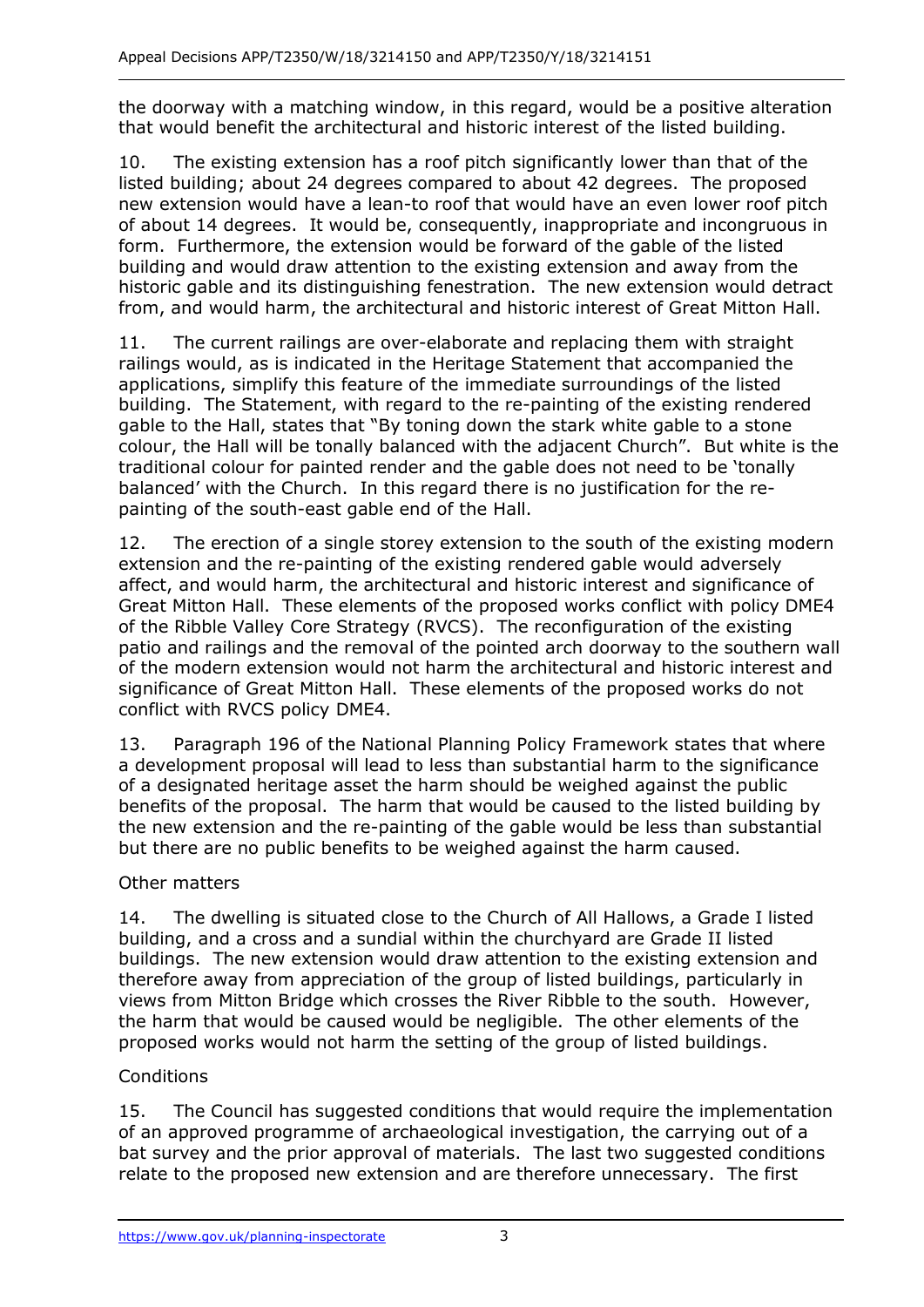the doorway with a matching window, in this regard, would be a positive alteration that would benefit the architectural and historic interest of the listed building.

10. The existing extension has a roof pitch significantly lower than that of the listed building; about 24 degrees compared to about 42 degrees. The proposed new extension would have a lean-to roof that would have an even lower roof pitch of about 14 degrees. It would be, consequently, inappropriate and incongruous in form. Furthermore, the extension would be forward of the gable of the listed building and would draw attention to the existing extension and away from the historic gable and its distinguishing fenestration. The new extension would detract from, and would harm, the architectural and historic interest of Great Mitton Hall.

11. The current railings are over-elaborate and replacing them with straight railings would, as is indicated in the Heritage Statement that accompanied the applications, simplify this feature of the immediate surroundings of the listed building. The Statement, with regard to the re-painting of the existing rendered gable to the Hall, states that "By toning down the stark white gable to a stone colour, the Hall will be tonally balanced with the adjacent Church". But white is the traditional colour for painted render and the gable does not need to be 'tonally balanced' with the Church. In this regard there is no justification for the re-painting of the south-east gable end of the Hall.

12. The erection of a single storey extension to the south of the existing modern extension and the re-painting of the existing rendered gable would adversely affect, and would harm, the architectural and historic interest and significance of Great Mitton Hall. These elements of the proposed works conflict with policy DME4 of the Ribble Valley Core Strategy (RVCS). The reconfiguration of the existing patio and railings and the removal of the pointed arch doorway to the southern wall of the modern extension would not harm the architectural and historic interest and significance of Great Mitton Hall. These elements of the proposed works do not conflict with RVCS policy DME4.

13. Paragraph 196 of the National Planning Policy Framework states that where a development proposal will lead to less than substantial harm to the significance of a designated heritage asset the harm should be weighed against the public benefits of the proposal. The harm that would be caused to the listed building by the new extension and the re-painting of the gable would be less than substantial but there are no public benefits to be weighed against the harm caused.

Other matters

14. The dwelling is situated close to the Church of All Hallows, a Grade I listed building, and a cross and a sundial within the churchyard are Grade II listed buildings. The new extension would draw attention to the existing extension and therefore away from appreciation of the group of listed buildings, particularly in views from Mitton Bridge which crosses the River Ribble to the south. However, the harm that would be caused would be negligible. The other elements of the proposed works would not harm the setting of the group of listed buildings.

Conditions

15. The Council has suggested conditions that would require the implementation of an approved programme of archaeological investigation, the carrying out of a bat survey and the prior approval of materials. The last two suggested conditions relate to the proposed new extension and are therefore unnecessary. The first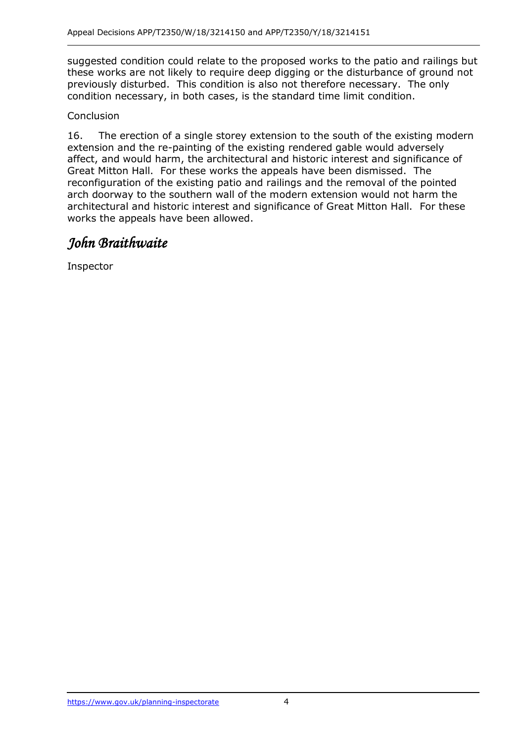suggested condition could relate to the proposed works to the patio and railings but these works are not likely to require deep digging or the disturbance of ground not previously disturbed. This condition is also not therefore necessary. The only condition necessary, in both cases, is the standard time limit condition.

Conclusion

16. The erection of a single storey extension to the south of the existing modern extension and the re-painting of the existing rendered gable would adversely affect, and would harm, the architectural and historic interest and significance of Great Mitton Hall. For these works the appeals have been dismissed. The reconfiguration of the existing patio and railings and the removal of the pointed arch doorway to the southern wall of the modern extension would not harm the architectural and historic interest and significance of Great Mitton Hall. For these works the appeals have been allowed.

*John Braithwaite*

Inspector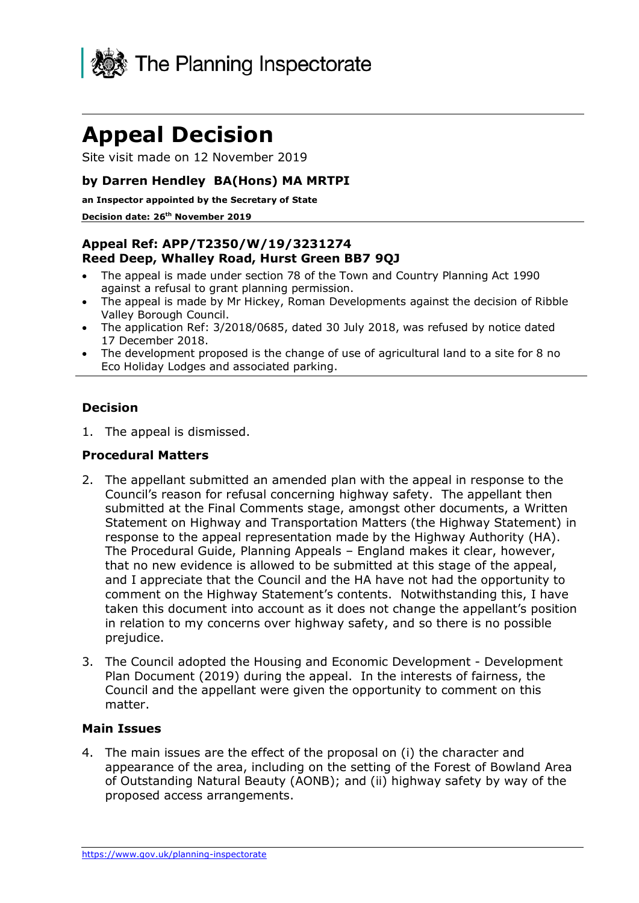# Appeal Decision

Site visit made on 12 November 2019

**by Darren Hendley BA(Hons) MA MRTPI**

**an Inspector appointed by the Secretary of State**

**Decision date: 26th November 2019**

**Appeal Ref: APP/T2350/W/19/3231274**
**Reed Deep, Whalley Road, Hurst Green BB7 9QJ**

- The appeal is made under section 78 of the Town and Country Planning Act 1990 against a refusal to grant planning permission.
- The appeal is made by Mr Hickey, Roman Developments against the decision of Ribble Valley Borough Council.
- The application Ref: 3/2018/0685, dated 30 July 2018, was refused by notice dated 17 December 2018.
- The development proposed is the change of use of agricultural land to a site for 8 no Eco Holiday Lodges and associated parking.

### Decision

1. The appeal is dismissed.

### Procedural Matters

2. The appellant submitted an amended plan with the appeal in response to the Council's reason for refusal concerning highway safety. The appellant then submitted at the Final Comments stage, amongst other documents, a Written Statement on Highway and Transportation Matters (the Highway Statement) in response to the appeal representation made by the Highway Authority (HA). The Procedural Guide, Planning Appeals – England makes it clear, however, that no new evidence is allowed to be submitted at this stage of the appeal, and I appreciate that the Council and the HA have not had the opportunity to comment on the Highway Statement's contents. Notwithstanding this, I have taken this document into account as it does not change the appellant's position in relation to my concerns over highway safety, and so there is no possible prejudice.

3. The Council adopted the Housing and Economic Development - Development Plan Document (2019) during the appeal. In the interests of fairness, the Council and the appellant were given the opportunity to comment on this matter.

### Main Issues

4. The main issues are the effect of the proposal on (i) the character and appearance of the area, including on the setting of the Forest of Bowland Area of Outstanding Natural Beauty (AONB); and (ii) highway safety by way of the proposed access arrangements.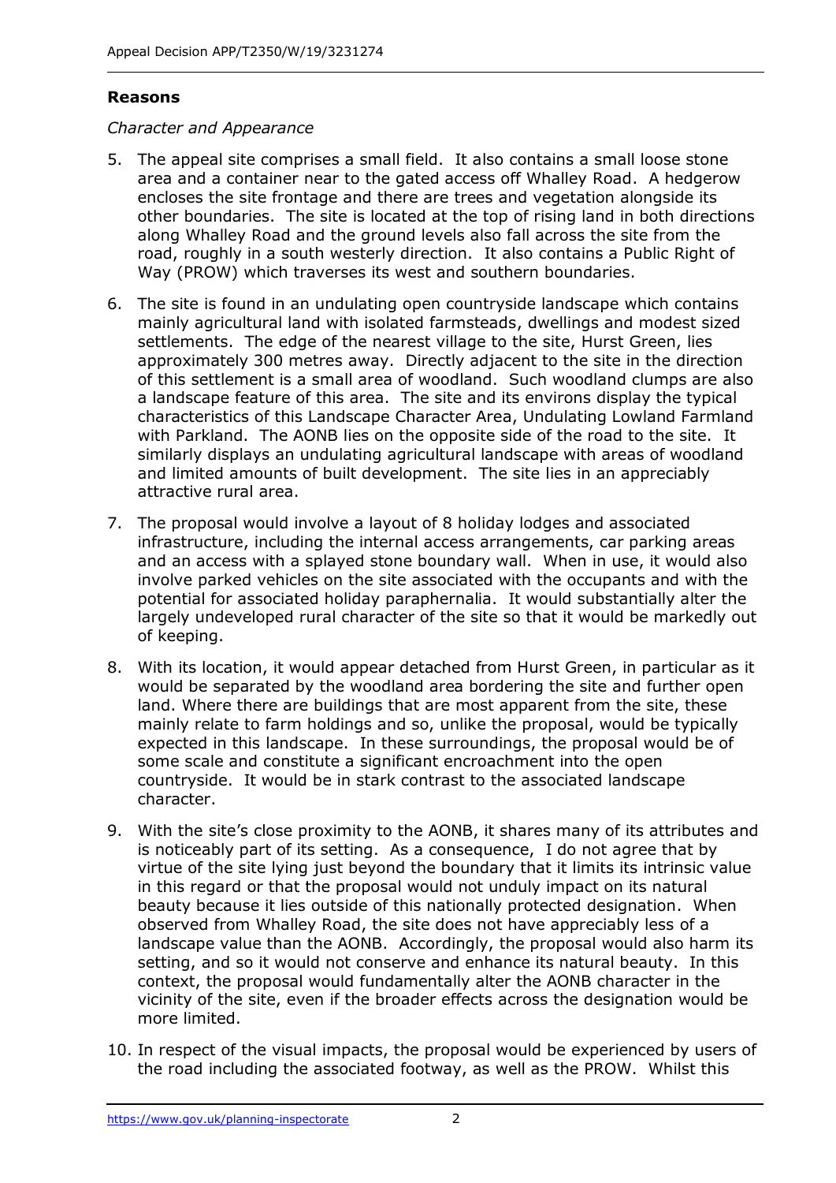## Reasons

*Character and Appearance*

5. The appeal site comprises a small field. It also contains a small loose stone area and a container near to the gated access off Whalley Road. A hedgerow encloses the site frontage and there are trees and vegetation alongside its other boundaries. The site is located at the top of rising land in both directions along Whalley Road and the ground levels also fall across the site from the road, roughly in a south westerly direction. It also contains a Public Right of Way (PROW) which traverses its west and southern boundaries.

6. The site is found in an undulating open countryside landscape which contains mainly agricultural land with isolated farmsteads, dwellings and modest sized settlements. The edge of the nearest village to the site, Hurst Green, lies approximately 300 metres away. Directly adjacent to the site in the direction of this settlement is a small area of woodland. Such woodland clumps are also a landscape feature of this area. The site and its environs display the typical characteristics of this Landscape Character Area, Undulating Lowland Farmland with Parkland. The AONB lies on the opposite side of the road to the site. It similarly displays an undulating agricultural landscape with areas of woodland and limited amounts of built development. The site lies in an appreciably attractive rural area.

7. The proposal would involve a layout of 8 holiday lodges and associated infrastructure, including the internal access arrangements, car parking areas and an access with a splayed stone boundary wall. When in use, it would also involve parked vehicles on the site associated with the occupants and with the potential for associated holiday paraphernalia. It would substantially alter the largely undeveloped rural character of the site so that it would be markedly out of keeping.

8. With its location, it would appear detached from Hurst Green, in particular as it would be separated by the woodland area bordering the site and further open land. Where there are buildings that are most apparent from the site, these mainly relate to farm holdings and so, unlike the proposal, would be typically expected in this landscape. In these surroundings, the proposal would be of some scale and constitute a significant encroachment into the open countryside. It would be in stark contrast to the associated landscape character.

9. With the site's close proximity to the AONB, it shares many of its attributes and is noticeably part of its setting. As a consequence, I do not agree that by virtue of the site lying just beyond the boundary that it limits its intrinsic value in this regard or that the proposal would not unduly impact on its natural beauty because it lies outside of this nationally protected designation. When observed from Whalley Road, the site does not have appreciably less of a landscape value than the AONB. Accordingly, the proposal would also harm its setting, and so it would not conserve and enhance its natural beauty. In this context, the proposal would fundamentally alter the AONB character in the vicinity of the site, even if the broader effects across the designation would be more limited.

10. In respect of the visual impacts, the proposal would be experienced by users of the road including the associated footway, as well as the PROW. Whilst this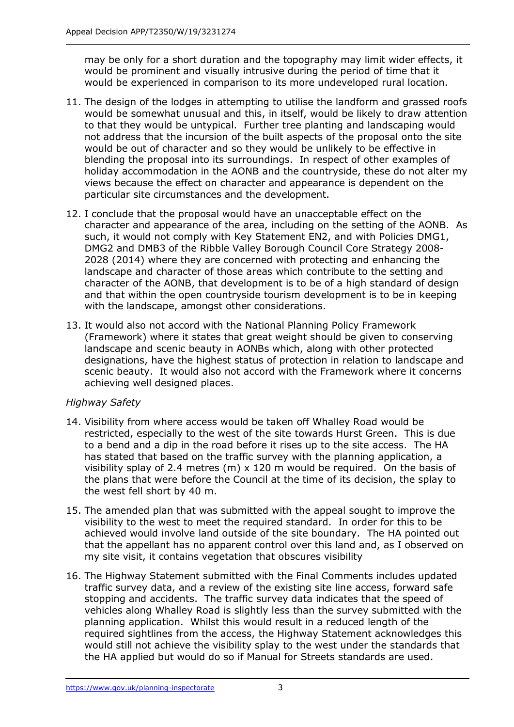may be only for a short duration and the topography may limit wider effects, it would be prominent and visually intrusive during the period of time that it would be experienced in comparison to its more undeveloped rural location.

11. The design of the lodges in attempting to utilise the landform and grassed roofs would be somewhat unusual and this, in itself, would be likely to draw attention to that they would be untypical. Further tree planting and landscaping would not address that the incursion of the built aspects of the proposal onto the site would be out of character and so they would be unlikely to be effective in blending the proposal into its surroundings. In respect of other examples of holiday accommodation in the AONB and the countryside, these do not alter my views because the effect on character and appearance is dependent on the particular site circumstances and the development.

12. I conclude that the proposal would have an unacceptable effect on the character and appearance of the area, including on the setting of the AONB. As such, it would not comply with Key Statement EN2, and with Policies DMG1, DMG2 and DMB3 of the Ribble Valley Borough Council Core Strategy 2008-2028 (2014) where they are concerned with protecting and enhancing the landscape and character of those areas which contribute to the setting and character of the AONB, that development is to be of a high standard of design and that within the open countryside tourism development is to be in keeping with the landscape, amongst other considerations.

13. It would also not accord with the National Planning Policy Framework (Framework) where it states that great weight should be given to conserving landscape and scenic beauty in AONBs which, along with other protected designations, have the highest status of protection in relation to landscape and scenic beauty. It would also not accord with the Framework where it concerns achieving well designed places.

*Highway Safety*

14. Visibility from where access would be taken off Whalley Road would be restricted, especially to the west of the site towards Hurst Green. This is due to a bend and a dip in the road before it rises up to the site access. The HA has stated that based on the traffic survey with the planning application, a visibility splay of 2.4 metres (m) x 120 m would be required. On the basis of the plans that were before the Council at the time of its decision, the splay to the west fell short by 40 m.

15. The amended plan that was submitted with the appeal sought to improve the visibility to the west to meet the required standard. In order for this to be achieved would involve land outside of the site boundary. The HA pointed out that the appellant has no apparent control over this land and, as I observed on my site visit, it contains vegetation that obscures visibility

16. The Highway Statement submitted with the Final Comments includes updated traffic survey data, and a review of the existing site line access, forward safe stopping and accidents. The traffic survey data indicates that the speed of vehicles along Whalley Road is slightly less than the survey submitted with the planning application. Whilst this would result in a reduced length of the required sightlines from the access, the Highway Statement acknowledges this would still not achieve the visibility splay to the west under the standards that the HA applied but would do so if Manual for Streets standards are used.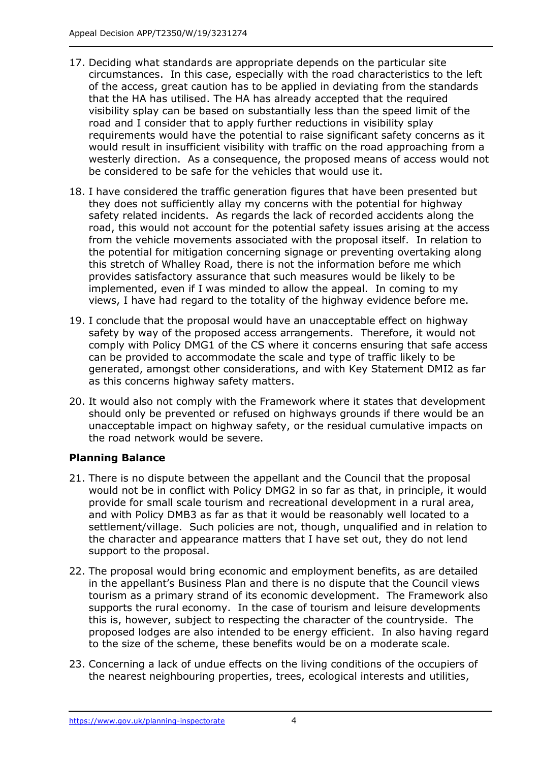17. Deciding what standards are appropriate depends on the particular site circumstances. In this case, especially with the road characteristics to the left of the access, great caution has to be applied in deviating from the standards that the HA has utilised. The HA has already accepted that the required visibility splay can be based on substantially less than the speed limit of the road and I consider that to apply further reductions in visibility splay requirements would have the potential to raise significant safety concerns as it would result in insufficient visibility with traffic on the road approaching from a westerly direction. As a consequence, the proposed means of access would not be considered to be safe for the vehicles that would use it.

18. I have considered the traffic generation figures that have been presented but they does not sufficiently allay my concerns with the potential for highway safety related incidents. As regards the lack of recorded accidents along the road, this would not account for the potential safety issues arising at the access from the vehicle movements associated with the proposal itself. In relation to the potential for mitigation concerning signage or preventing overtaking along this stretch of Whalley Road, there is not the information before me which provides satisfactory assurance that such measures would be likely to be implemented, even if I was minded to allow the appeal. In coming to my views, I have had regard to the totality of the highway evidence before me.

19. I conclude that the proposal would have an unacceptable effect on highway safety by way of the proposed access arrangements. Therefore, it would not comply with Policy DMG1 of the CS where it concerns ensuring that safe access can be provided to accommodate the scale and type of traffic likely to be generated, amongst other considerations, and with Key Statement DMI2 as far as this concerns highway safety matters.

20. It would also not comply with the Framework where it states that development should only be prevented or refused on highways grounds if there would be an unacceptable impact on highway safety, or the residual cumulative impacts on the road network would be severe.

**Planning Balance**

21. There is no dispute between the appellant and the Council that the proposal would not be in conflict with Policy DMG2 in so far as that, in principle, it would provide for small scale tourism and recreational development in a rural area, and with Policy DMB3 as far as that it would be reasonably well located to a settlement/village. Such policies are not, though, unqualified and in relation to the character and appearance matters that I have set out, they do not lend support to the proposal.

22. The proposal would bring economic and employment benefits, as are detailed in the appellant's Business Plan and there is no dispute that the Council views tourism as a primary strand of its economic development. The Framework also supports the rural economy. In the case of tourism and leisure developments this is, however, subject to respecting the character of the countryside. The proposed lodges are also intended to be energy efficient. In also having regard to the size of the scheme, these benefits would be on a moderate scale.

23. Concerning a lack of undue effects on the living conditions of the occupiers of the nearest neighbouring properties, trees, ecological interests and utilities,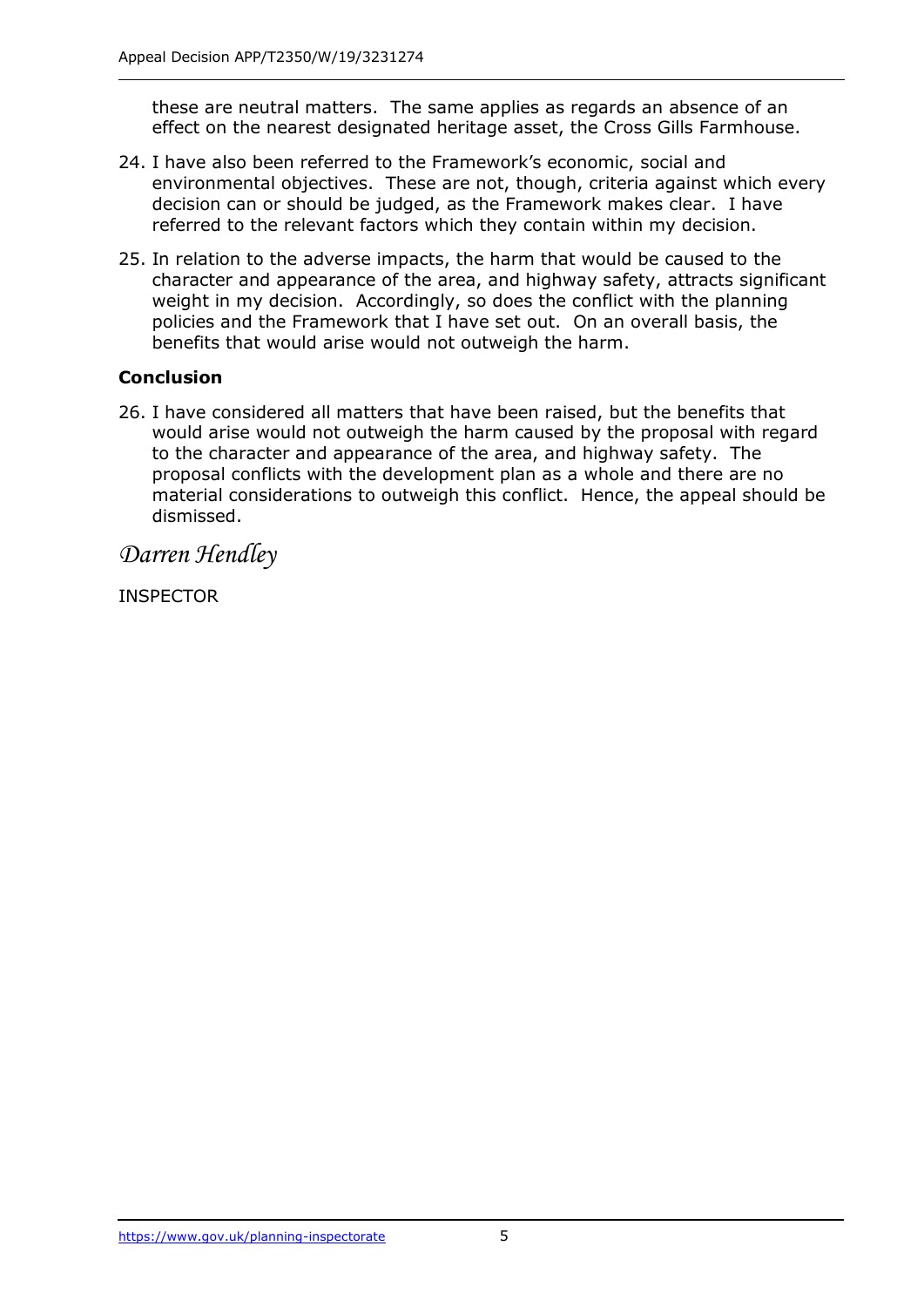these are neutral matters. The same applies as regards an absence of an effect on the nearest designated heritage asset, the Cross Gills Farmhouse.

24. I have also been referred to the Framework's economic, social and environmental objectives. These are not, though, criteria against which every decision can or should be judged, as the Framework makes clear. I have referred to the relevant factors which they contain within my decision.

25. In relation to the adverse impacts, the harm that would be caused to the character and appearance of the area, and highway safety, attracts significant weight in my decision. Accordingly, so does the conflict with the planning policies and the Framework that I have set out. On an overall basis, the benefits that would arise would not outweigh the harm.

**Conclusion**

26. I have considered all matters that have been raised, but the benefits that would arise would not outweigh the harm caused by the proposal with regard to the character and appearance of the area, and highway safety. The proposal conflicts with the development plan as a whole and there are no material considerations to outweigh this conflict. Hence, the appeal should be dismissed.

*Darren Hendley*

INSPECTOR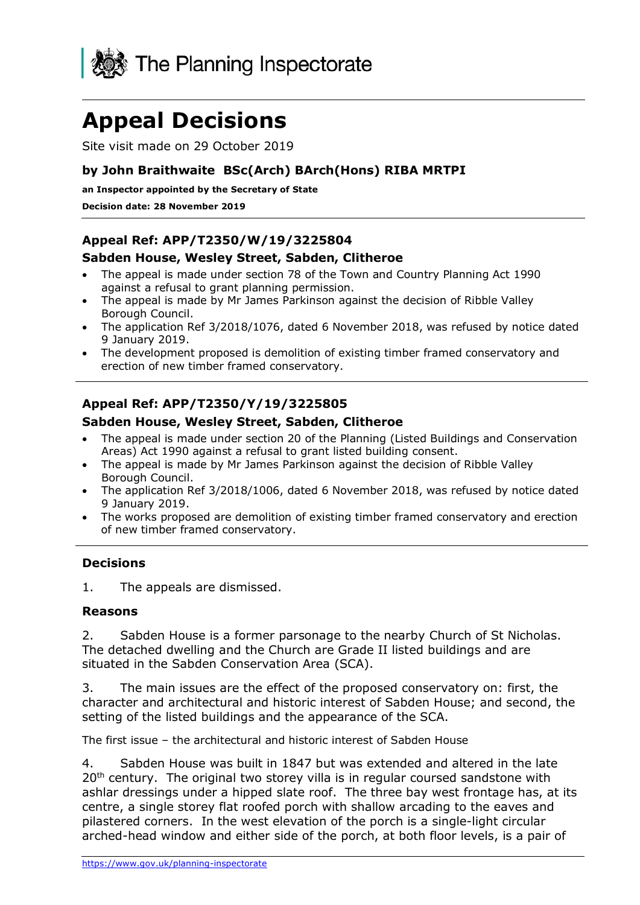# Appeal Decisions

Site visit made on 29 October 2019

### by John Braithwaite BSc(Arch) BArch(Hons) RIBA MRTPI

**an Inspector appointed by the Secretary of State**

**Decision date: 28 November 2019**

---

### Appeal Ref: APP/T2350/W/19/3225804
### Sabden House, Wesley Street, Sabden, Clitheroe

- The appeal is made under section 78 of the Town and Country Planning Act 1990 against a refusal to grant planning permission.
- The appeal is made by Mr James Parkinson against the decision of Ribble Valley Borough Council.
- The application Ref 3/2018/1076, dated 6 November 2018, was refused by notice dated 9 January 2019.
- The development proposed is demolition of existing timber framed conservatory and erection of new timber framed conservatory.

---

### Appeal Ref: APP/T2350/Y/19/3225805
### Sabden House, Wesley Street, Sabden, Clitheroe

- The appeal is made under section 20 of the Planning (Listed Buildings and Conservation Areas) Act 1990 against a refusal to grant listed building consent.
- The appeal is made by Mr James Parkinson against the decision of Ribble Valley Borough Council.
- The application Ref 3/2018/1006, dated 6 November 2018, was refused by notice dated 9 January 2019.
- The works proposed are demolition of existing timber framed conservatory and erection of new timber framed conservatory.

---

### Decisions

1. The appeals are dismissed.

### Reasons

2. Sabden House is a former parsonage to the nearby Church of St Nicholas. The detached dwelling and the Church are Grade II listed buildings and are situated in the Sabden Conservation Area (SCA).

3. The main issues are the effect of the proposed conservatory on: first, the character and architectural and historic interest of Sabden House; and second, the setting of the listed buildings and the appearance of the SCA.

The first issue – the architectural and historic interest of Sabden House

4. Sabden House was built in 1847 but was extended and altered in the late 20th century. The original two storey villa is in regular coursed sandstone with ashlar dressings under a hipped slate roof. The three bay west frontage has, at its centre, a single storey flat roofed porch with shallow arcading to the eaves and pilastered corners. In the west elevation of the porch is a single-light circular arched-head window and either side of the porch, at both floor levels, is a pair of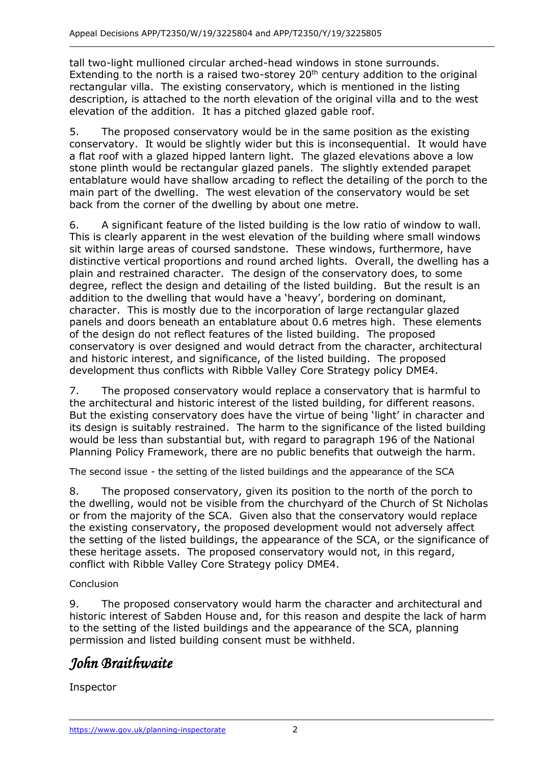tall two-light mullioned circular arched-head windows in stone surrounds. Extending to the north is a raised two-storey 20th century addition to the original rectangular villa. The existing conservatory, which is mentioned in the listing description, is attached to the north elevation of the original villa and to the west elevation of the addition. It has a pitched glazed gable roof.

5. The proposed conservatory would be in the same position as the existing conservatory. It would be slightly wider but this is inconsequential. It would have a flat roof with a glazed hipped lantern light. The glazed elevations above a low stone plinth would be rectangular glazed panels. The slightly extended parapet entablature would have shallow arcading to reflect the detailing of the porch to the main part of the dwelling. The west elevation of the conservatory would be set back from the corner of the dwelling by about one metre.

6. A significant feature of the listed building is the low ratio of window to wall. This is clearly apparent in the west elevation of the building where small windows sit within large areas of coursed sandstone. These windows, furthermore, have distinctive vertical proportions and round arched lights. Overall, the dwelling has a plain and restrained character. The design of the conservatory does, to some degree, reflect the design and detailing of the listed building. But the result is an addition to the dwelling that would have a 'heavy', bordering on dominant, character. This is mostly due to the incorporation of large rectangular glazed panels and doors beneath an entablature about 0.6 metres high. These elements of the design do not reflect features of the listed building. The proposed conservatory is over designed and would detract from the character, architectural and historic interest, and significance, of the listed building. The proposed development thus conflicts with Ribble Valley Core Strategy policy DME4.

7. The proposed conservatory would replace a conservatory that is harmful to the architectural and historic interest of the listed building, for different reasons. But the existing conservatory does have the virtue of being 'light' in character and its design is suitably restrained. The harm to the significance of the listed building would be less than substantial but, with regard to paragraph 196 of the National Planning Policy Framework, there are no public benefits that outweigh the harm.

The second issue - the setting of the listed buildings and the appearance of the SCA

8. The proposed conservatory, given its position to the north of the porch to the dwelling, would not be visible from the churchyard of the Church of St Nicholas or from the majority of the SCA. Given also that the conservatory would replace the existing conservatory, the proposed development would not adversely affect the setting of the listed buildings, the appearance of the SCA, or the significance of these heritage assets. The proposed conservatory would not, in this regard, conflict with Ribble Valley Core Strategy policy DME4.

Conclusion

9. The proposed conservatory would harm the character and architectural and historic interest of Sabden House and, for this reason and despite the lack of harm to the setting of the listed buildings and the appearance of the SCA, planning permission and listed building consent must be withheld.

*John Braithwaite*

Inspector